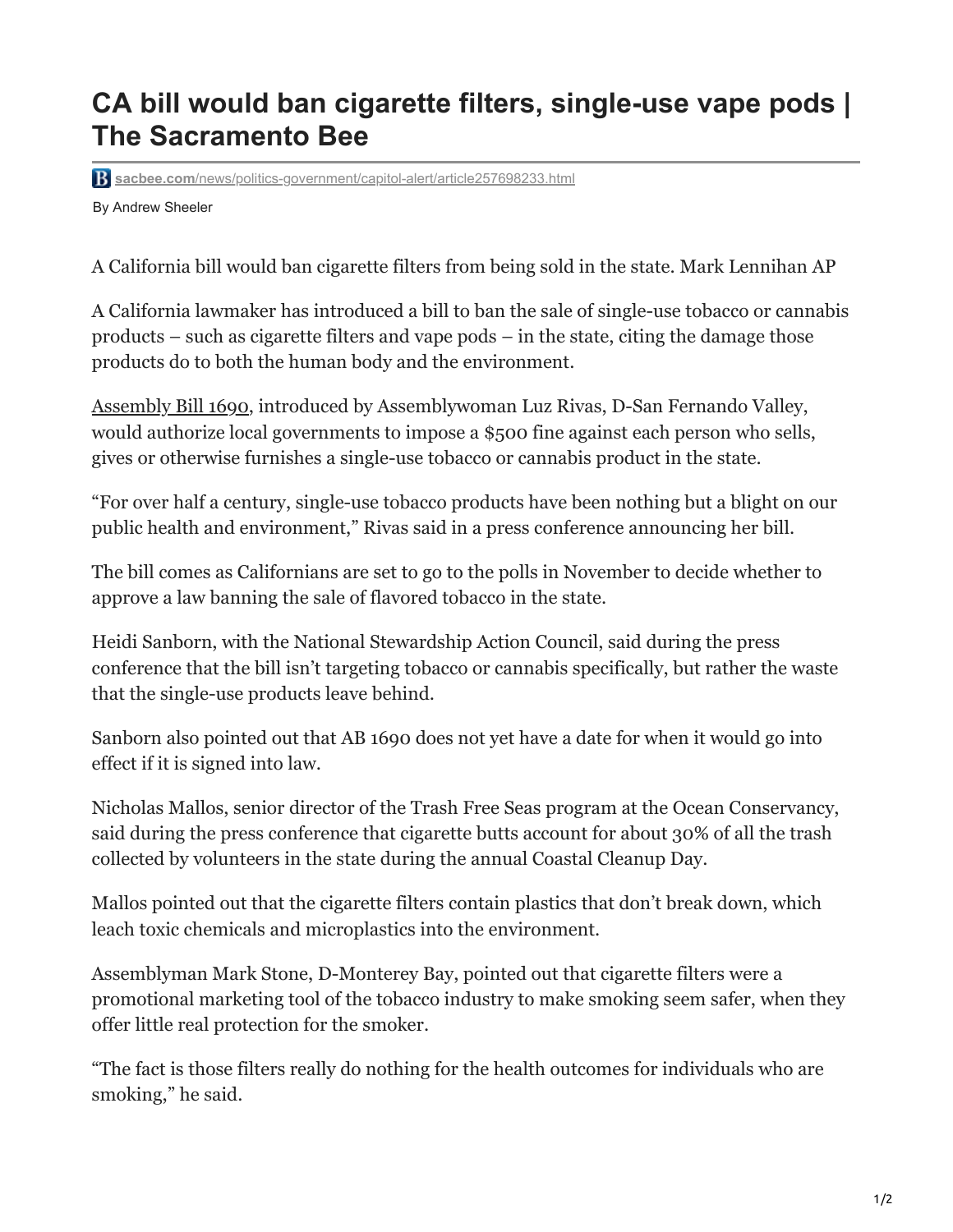# CA bill would ban cigarette filters, single-use vape pods | The Sacramento Bee

sacbee.com/news/politics-government/capitol-alert/article257698233.html

By Andrew Sheeler

A California bill would ban cigarette filters from being sold in the state. Mark Lennihan AP

A California lawmaker has introduced a bill to ban the sale of single-use tobacco or cannabis products – such as cigarette filters and vape pods – in the state, citing the damage those products do to both the human body and the environment.

Assembly Bill 1690, introduced by Assemblywoman Luz Rivas, D-San Fernando Valley, would authorize local governments to impose a $500 fine against each person who sells, gives or otherwise furnishes a single-use tobacco or cannabis product in the state.

"For over half a century, single-use tobacco products have been nothing but a blight on our public health and environment," Rivas said in a press conference announcing her bill.

The bill comes as Californians are set to go to the polls in November to decide whether to approve a law banning the sale of flavored tobacco in the state.

Heidi Sanborn, with the National Stewardship Action Council, said during the press conference that the bill isn't targeting tobacco or cannabis specifically, but rather the waste that the single-use products leave behind.

Sanborn also pointed out that AB 1690 does not yet have a date for when it would go into effect if it is signed into law.

Nicholas Mallos, senior director of the Trash Free Seas program at the Ocean Conservancy, said during the press conference that cigarette butts account for about 30% of all the trash collected by volunteers in the state during the annual Coastal Cleanup Day.

Mallos pointed out that the cigarette filters contain plastics that don't break down, which leach toxic chemicals and microplastics into the environment.

Assemblyman Mark Stone, D-Monterey Bay, pointed out that cigarette filters were a promotional marketing tool of the tobacco industry to make smoking seem safer, when they offer little real protection for the smoker.

"The fact is those filters really do nothing for the health outcomes for individuals who are smoking," he said.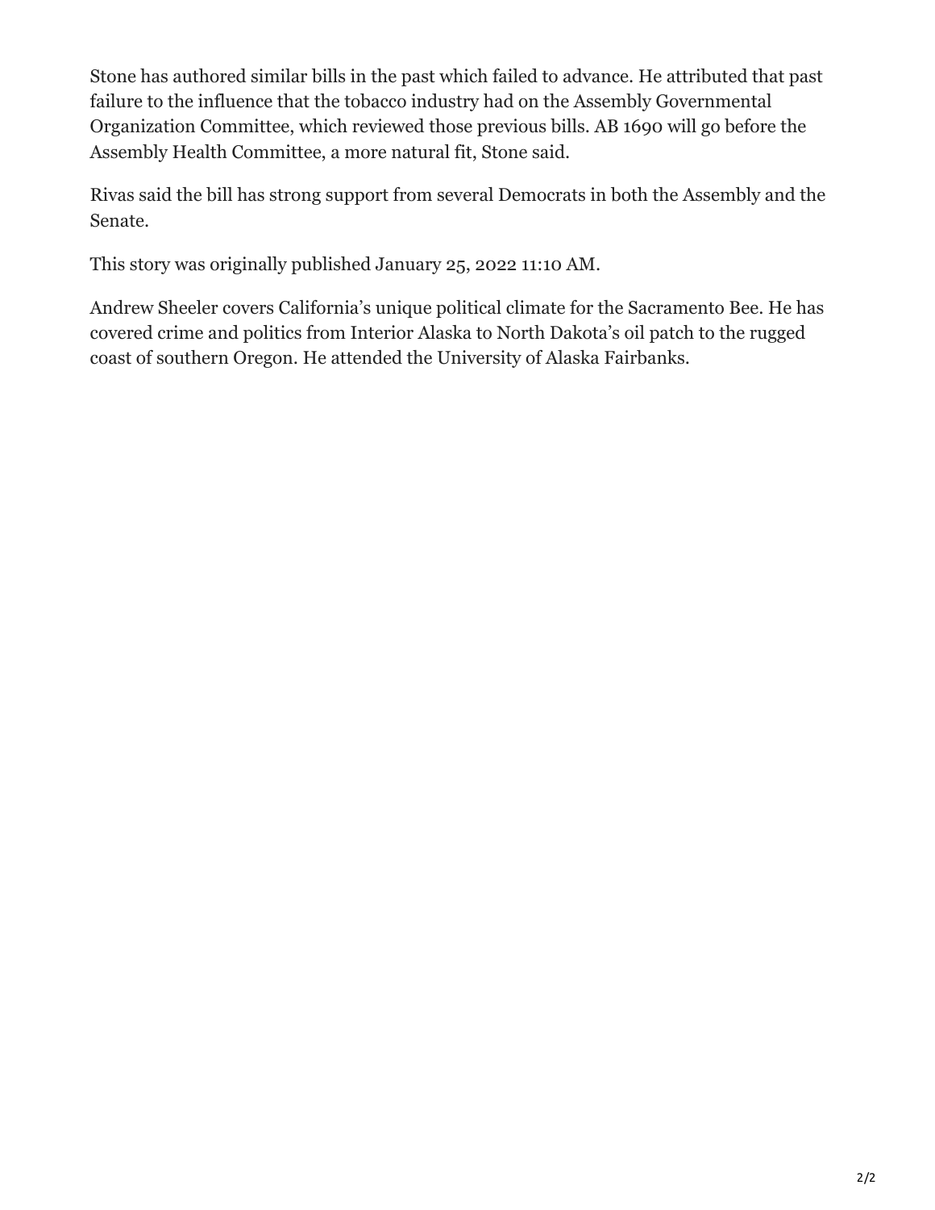Stone has authored similar bills in the past which failed to advance. He attributed that past failure to the influence that the tobacco industry had on the Assembly Governmental Organization Committee, which reviewed those previous bills. AB 1690 will go before the Assembly Health Committee, a more natural fit, Stone said.

Rivas said the bill has strong support from several Democrats in both the Assembly and the Senate.

This story was originally published January 25, 2022 11:10 AM.

Andrew Sheeler covers California's unique political climate for the Sacramento Bee. He has covered crime and politics from Interior Alaska to North Dakota's oil patch to the rugged coast of southern Oregon. He attended the University of Alaska Fairbanks.